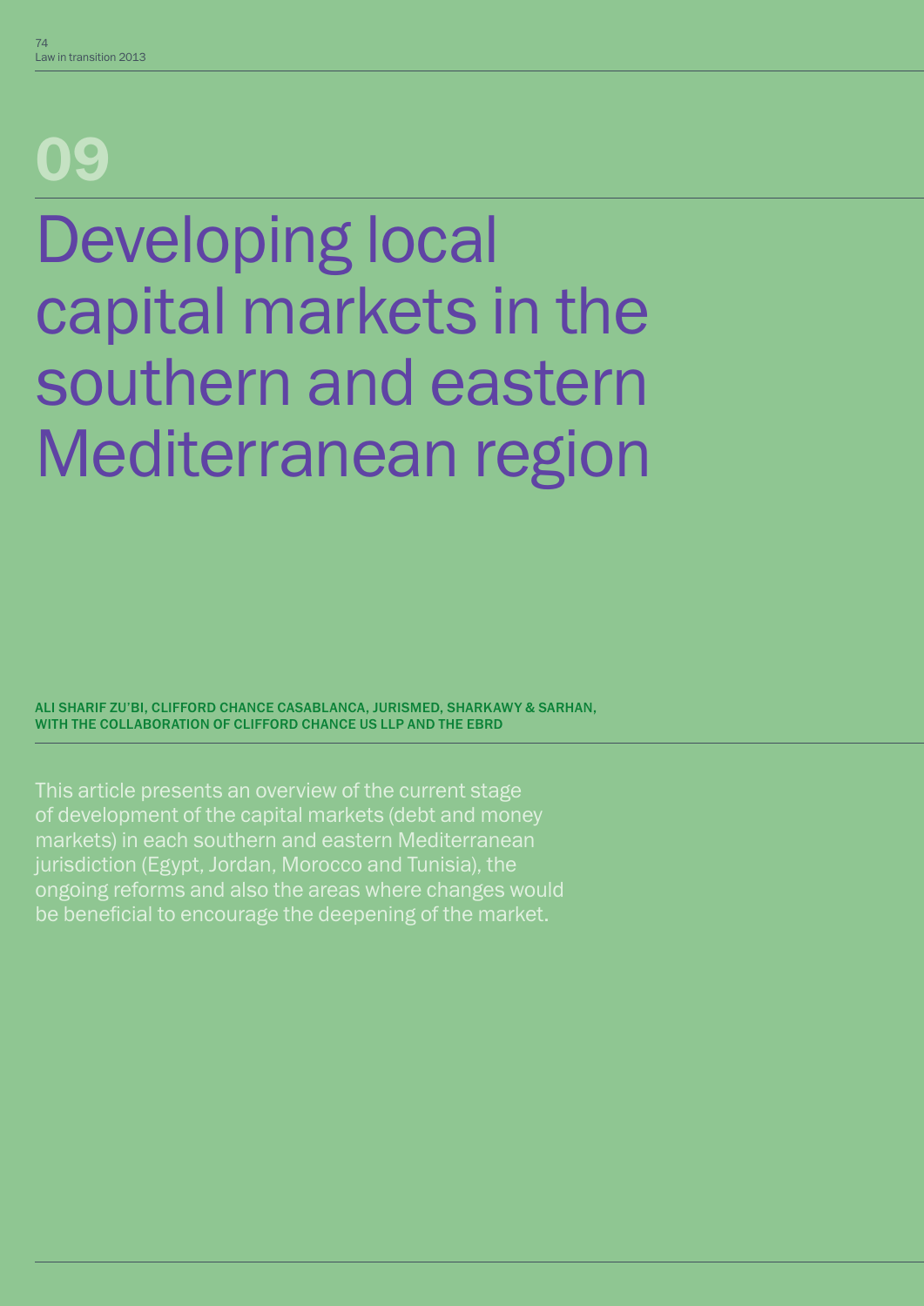# 09

# Developing local capital markets in the southern and eastern Mediterranean region

**ALI SHARIF ZU'BI, CLIFFORD CHANCE CASABLANCA, JURISMED, SHARKAWY & SARHAN, WITH THE COLLABORATION OF CLIFFORD CHANCE US LLP AND THE EBRD**

This article presents an overview of the current stage of development of the capital markets (debt and money markets) in each southern and eastern Mediterranean jurisdiction (Egypt, Jordan, Morocco and Tunisia), the ongoing reforms and also the areas where changes would be beneficial to encourage the deepening of the market.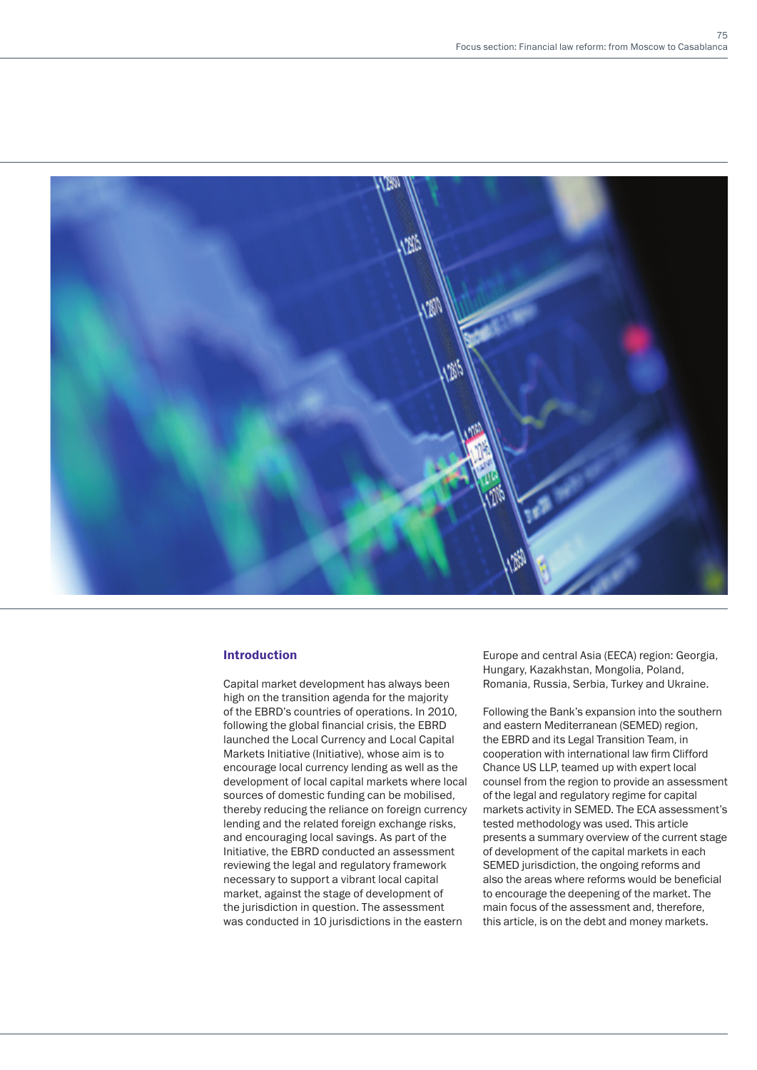## Introduction

Capital market development has always been high on the transition agenda for the majority of the EBRD's countries of operations. In 2010, following the global financial crisis, the EBRD launched the Local Currency and Local Capital Markets Initiative (Initiative), whose aim is to encourage local currency lending as well as the development of local capital markets where local sources of domestic funding can be mobilised, thereby reducing the reliance on foreign currency lending and the related foreign exchange risks, and encouraging local savings. As part of the Initiative, the EBRD conducted an assessment reviewing the legal and regulatory framework necessary to support a vibrant local capital market, against the stage of development of the jurisdiction in question. The assessment was conducted in 10 jurisdictions in the eastern Europe and central Asia (EECA) region: Georgia, Hungary, Kazakhstan, Mongolia, Poland, Romania, Russia, Serbia, Turkey and Ukraine.

Following the Bank's expansion into the southern and eastern Mediterranean (SEMED) region, the EBRD and its Legal Transition Team, in cooperation with international law firm Clifford Chance US LLP, teamed up with expert local counsel from the region to provide an assessment of the legal and regulatory regime for capital markets activity in SEMED. The ECA assessment's tested methodology was used. This article presents a summary overview of the current stage of development of the capital markets in each SEMED jurisdiction, the ongoing reforms and also the areas where reforms would be beneficial to encourage the deepening of the market. The main focus of the assessment and, therefore, this article, is on the debt and money markets.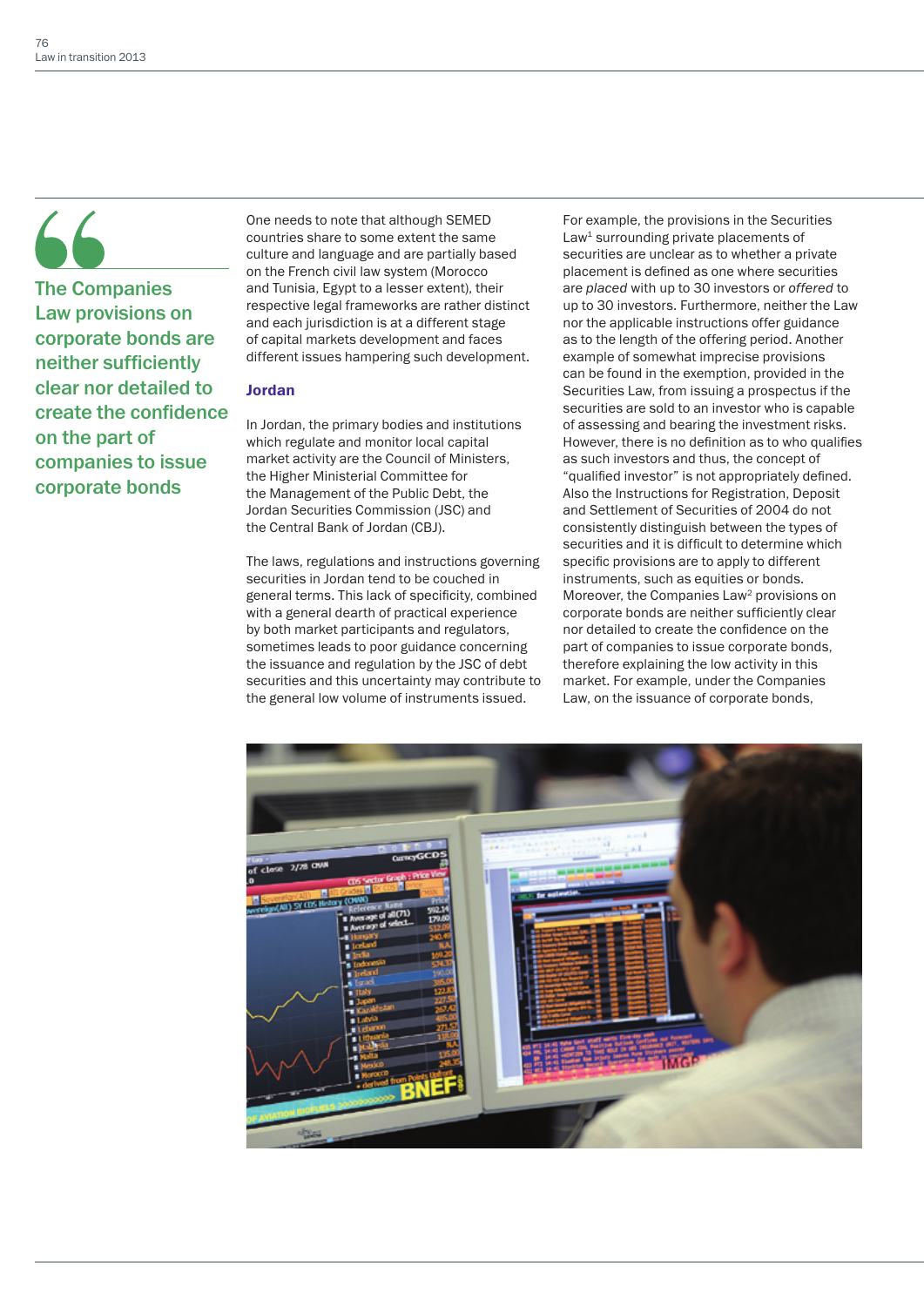> The Companies Law provisions on corporate bonds are neither sufficiently clear nor detailed to create the confidence on the part of companies to issue corporate bonds

One needs to note that although SEMED countries share to some extent the same culture and language and are partially based on the French civil law system (Morocco and Tunisia, Egypt to a lesser extent), their respective legal frameworks are rather distinct and each jurisdiction is at a different stage of capital markets development and faces different issues hampering such development.

## Jordan

In Jordan, the primary bodies and institutions which regulate and monitor local capital market activity are the Council of Ministers, the Higher Ministerial Committee for the Management of the Public Debt, the Jordan Securities Commission (JSC) and the Central Bank of Jordan (CBJ).

The laws, regulations and instructions governing securities in Jordan tend to be couched in general terms. This lack of specificity, combined with a general dearth of practical experience by both market participants and regulators, sometimes leads to poor guidance concerning the issuance and regulation by the JSC of debt securities and this uncertainty may contribute to the general low volume of instruments issued.

For example, the provisions in the Securities Law[1] surrounding private placements of securities are unclear as to whether a private placement is defined as one where securities are *placed* with up to 30 investors or *offered* to up to 30 investors. Furthermore, neither the Law nor the applicable instructions offer guidance as to the length of the offering period. Another example of somewhat imprecise provisions can be found in the exemption, provided in the Securities Law, from issuing a prospectus if the securities are sold to an investor who is capable of assessing and bearing the investment risks. However, there is no definition as to who qualifies as such investors and thus, the concept of "qualified investor" is not appropriately defined. Also the Instructions for Registration, Deposit and Settlement of Securities of 2004 do not consistently distinguish between the types of securities and it is difficult to determine which specific provisions are to apply to different instruments, such as equities or bonds. Moreover, the Companies Law[2] provisions on corporate bonds are neither sufficiently clear nor detailed to create the confidence on the part of companies to issue corporate bonds, therefore explaining the low activity in this market. For example, under the Companies Law, on the issuance of corporate bonds,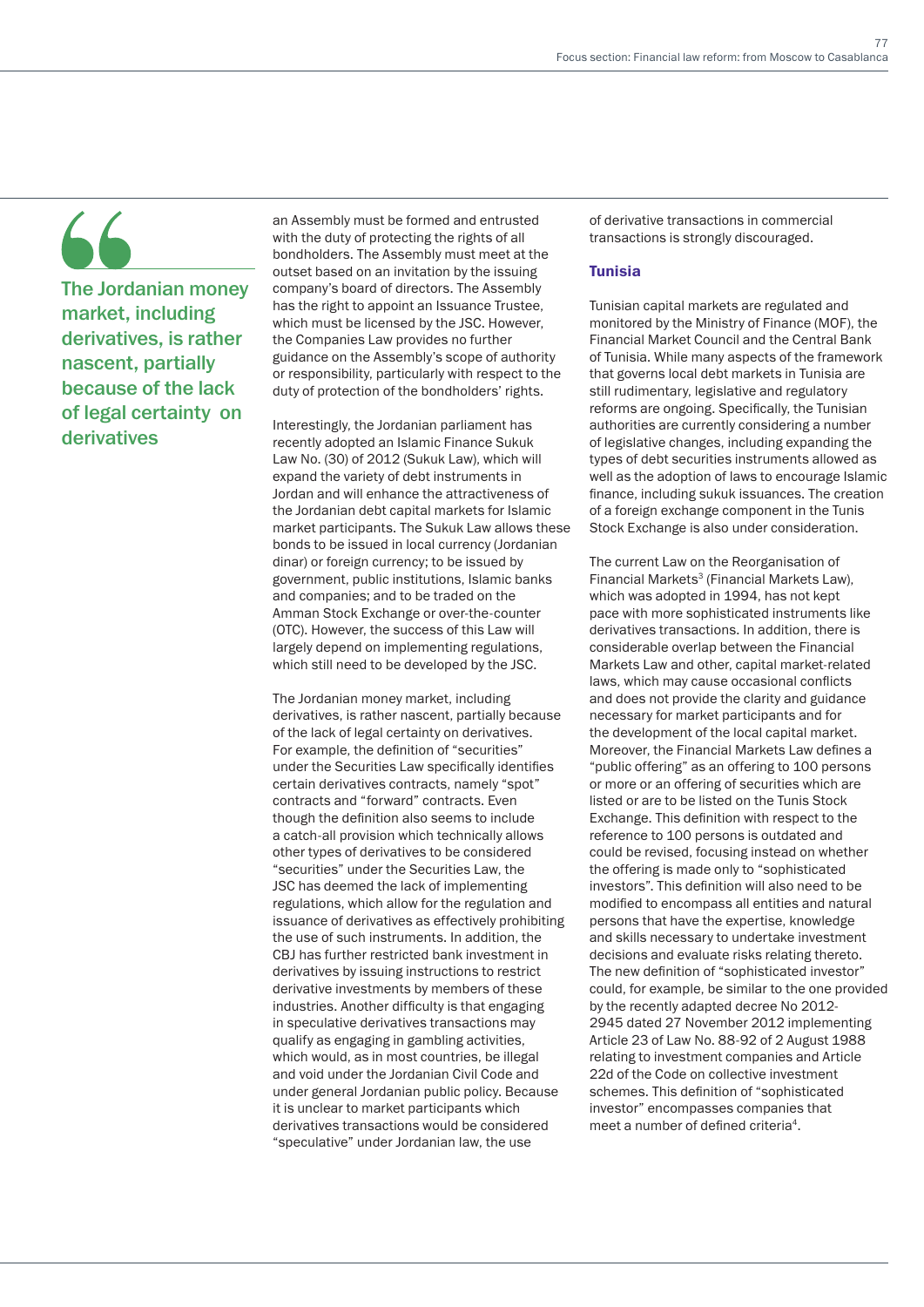> The Jordanian money market, including derivatives, is rather nascent, partially because of the lack of legal certainty on derivatives

an Assembly must be formed and entrusted with the duty of protecting the rights of all bondholders. The Assembly must meet at the outset based on an invitation by the issuing company's board of directors. The Assembly has the right to appoint an Issuance Trustee, which must be licensed by the JSC. However, the Companies Law provides no further guidance on the Assembly's scope of authority or responsibility, particularly with respect to the duty of protection of the bondholders' rights.

Interestingly, the Jordanian parliament has recently adopted an Islamic Finance Sukuk Law No. (30) of 2012 (Sukuk Law), which will expand the variety of debt instruments in Jordan and will enhance the attractiveness of the Jordanian debt capital markets for Islamic market participants. The Sukuk Law allows these bonds to be issued in local currency (Jordanian dinar) or foreign currency; to be issued by government, public institutions, Islamic banks and companies; and to be traded on the Amman Stock Exchange or over-the-counter (OTC). However, the success of this Law will largely depend on implementing regulations, which still need to be developed by the JSC.

The Jordanian money market, including derivatives, is rather nascent, partially because of the lack of legal certainty on derivatives. For example, the definition of "securities" under the Securities Law specifically identifies certain derivatives contracts, namely "spot" contracts and "forward" contracts. Even though the definition also seems to include a catch-all provision which technically allows other types of derivatives to be considered "securities" under the Securities Law, the JSC has deemed the lack of implementing regulations, which allow for the regulation and issuance of derivatives as effectively prohibiting the use of such instruments. In addition, the CBJ has further restricted bank investment in derivatives by issuing instructions to restrict derivative investments by members of these industries. Another difficulty is that engaging in speculative derivatives transactions may qualify as engaging in gambling activities, which would, as in most countries, be illegal and void under the Jordanian Civil Code and under general Jordanian public policy. Because it is unclear to market participants which derivatives transactions would be considered "speculative" under Jordanian law, the use of derivative transactions in commercial transactions is strongly discouraged.

## Tunisia

Tunisian capital markets are regulated and monitored by the Ministry of Finance (MOF), the Financial Market Council and the Central Bank of Tunisia. While many aspects of the framework that governs local debt markets in Tunisia are still rudimentary, legislative and regulatory reforms are ongoing. Specifically, the Tunisian authorities are currently considering a number of legislative changes, including expanding the types of debt securities instruments allowed as well as the adoption of laws to encourage Islamic finance, including sukuk issuances. The creation of a foreign exchange component in the Tunis Stock Exchange is also under consideration.

The current Law on the Reorganisation of Financial Markets[3] (Financial Markets Law), which was adopted in 1994, has not kept pace with more sophisticated instruments like derivatives transactions. In addition, there is considerable overlap between the Financial Markets Law and other, capital market-related laws, which may cause occasional conflicts and does not provide the clarity and guidance necessary for market participants and for the development of the local capital market. Moreover, the Financial Markets Law defines a "public offering" as an offering to 100 persons or more or an offering of securities which are listed or are to be listed on the Tunis Stock Exchange. This definition with respect to the reference to 100 persons is outdated and could be revised, focusing instead on whether the offering is made only to "sophisticated investors". This definition will also need to be modified to encompass all entities and natural persons that have the expertise, knowledge and skills necessary to undertake investment decisions and evaluate risks relating thereto. The new definition of "sophisticated investor" could, for example, be similar to the one provided by the recently adapted decree No 2012-2945 dated 27 November 2012 implementing Article 23 of Law No. 88-92 of 2 August 1988 relating to investment companies and Article 22d of the Code on collective investment schemes. This definition of "sophisticated investor" encompasses companies that meet a number of defined criteria[4].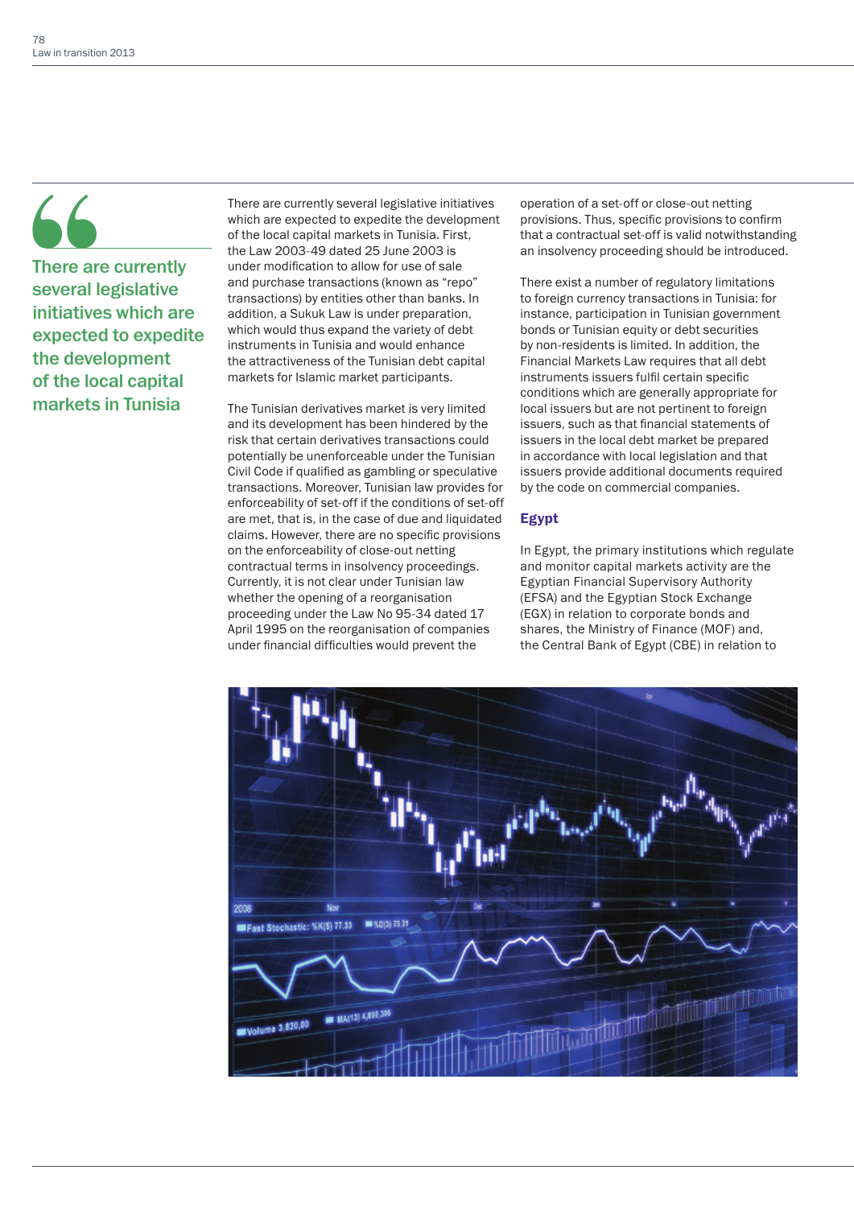> There are currently several legislative initiatives which are expected to expedite the development of the local capital markets in Tunisia

There are currently several legislative initiatives which are expected to expedite the development of the local capital markets in Tunisia. First, the Law 2003-49 dated 25 June 2003 is under modification to allow for use of sale and purchase transactions (known as "repo" transactions) by entities other than banks. In addition, a Sukuk Law is under preparation, which would thus expand the variety of debt instruments in Tunisia and would enhance the attractiveness of the Tunisian debt capital markets for Islamic market participants.

The Tunisian derivatives market is very limited and its development has been hindered by the risk that certain derivatives transactions could potentially be unenforceable under the Tunisian Civil Code if qualified as gambling or speculative transactions. Moreover, Tunisian law provides for enforceability of set-off if the conditions of set-off are met, that is, in the case of due and liquidated claims. However, there are no specific provisions on the enforceability of close-out netting contractual terms in insolvency proceedings. Currently, it is not clear under Tunisian law whether the opening of a reorganisation proceeding under the Law No 95-34 dated 17 April 1995 on the reorganisation of companies under financial difficulties would prevent the operation of a set-off or close-out netting provisions. Thus, specific provisions to confirm that a contractual set-off is valid notwithstanding an insolvency proceeding should be introduced.

There exist a number of regulatory limitations to foreign currency transactions in Tunisia: for instance, participation in Tunisian government bonds or Tunisian equity or debt securities by non-residents is limited. In addition, the Financial Markets Law requires that all debt instruments issuers fulfil certain specific conditions which are generally appropriate for local issuers but are not pertinent to foreign issuers, such as that financial statements of issuers in the local debt market be prepared in accordance with local legislation and that issuers provide additional documents required by the code on commercial companies.

## Egypt

In Egypt, the primary institutions which regulate and monitor capital markets activity are the Egyptian Financial Supervisory Authority (EFSA) and the Egyptian Stock Exchange (EGX) in relation to corporate bonds and shares, the Ministry of Finance (MOF) and, the Central Bank of Egypt (CBE) in relation to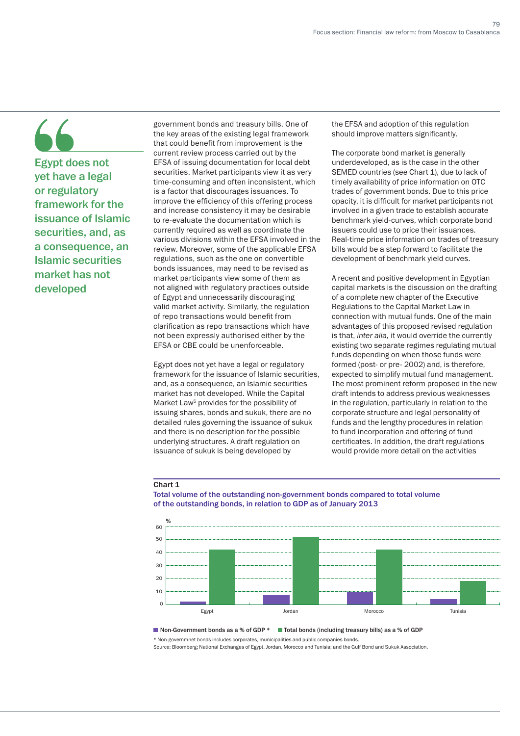> **Egypt does not yet have a legal or regulatory framework for the issuance of Islamic securities, and, as a consequence, an Islamic securities market has not developed**

government bonds and treasury bills. One of the key areas of the existing legal framework that could benefit from improvement is the current review process carried out by the EFSA of issuing documentation for local debt securities. Market participants view it as very time-consuming and often inconsistent, which is a factor that discourages issuances. To improve the efficiency of this offering process and increase consistency it may be desirable to re-evaluate the documentation which is currently required as well as coordinate the various divisions within the EFSA involved in the review. Moreover, some of the applicable EFSA regulations, such as the one on convertible bonds issuances, may need to be revised as market participants view some of them as not aligned with regulatory practices outside of Egypt and unnecessarily discouraging valid market activity. Similarly, the regulation of repo transactions would benefit from clarification as repo transactions which have not been expressly authorised either by the EFSA or CBE could be unenforceable.

Egypt does not yet have a legal or regulatory framework for the issuance of Islamic securities, and, as a consequence, an Islamic securities market has not developed. While the Capital Market Law[5] provides for the possibility of issuing shares, bonds and sukuk, there are no detailed rules governing the issuance of sukuk and there is no description for the possible underlying structures. A draft regulation on issuance of sukuk is being developed by the EFSA and adoption of this regulation should improve matters significantly.

The corporate bond market is generally underdeveloped, as is the case in the other SEMED countries (see Chart 1), due to lack of timely availability of price information on OTC trades of government bonds. Due to this price opacity, it is difficult for market participants not involved in a given trade to establish accurate benchmark yield-curves, which corporate bond issuers could use to price their issuances. Real-time price information on trades of treasury bills would be a step forward to facilitate the development of benchmark yield curves.

A recent and positive development in Egyptian capital markets is the discussion on the drafting of a complete new chapter of the Executive Regulations to the Capital Market Law in connection with mutual funds. One of the main advantages of this proposed revised regulation is that, *inter alia,* it would override the currently existing two separate regimes regulating mutual funds depending on when those funds were formed (post- or pre- 2002) and, is therefore, expected to simplify mutual fund management. The most prominent reform proposed in the new draft intends to address previous weaknesses in the regulation, particularly in relation to the corporate structure and legal personality of funds and the lengthy procedures in relation to fund incorporation and offering of fund certificates. In addition, the draft regulations would provide more detail on the activities

**Chart 1**

**Total volume of the outstanding non-government bonds compared to total volume of the outstanding bonds, in relation to GDP as of January 2013**

| Country | Non-Government bonds as a % of GDP * | Total bonds (including treasury bills) as a % of GDP |
|---|---|---|
| Egypt | ~2 | ~42 |
| Jordan | ~7 | ~52 |
| Morocco | ~9 | ~42 |
| Tunisia | ~4 | ~18 |

\* Non-governmnet bonds includes corporates, municipalities and public companies bonds.

Source: Bloomberg; National Exchanges of Egypt, Jordan, Morocco and Tunisia; and the Gulf Bond and Sukuk Association.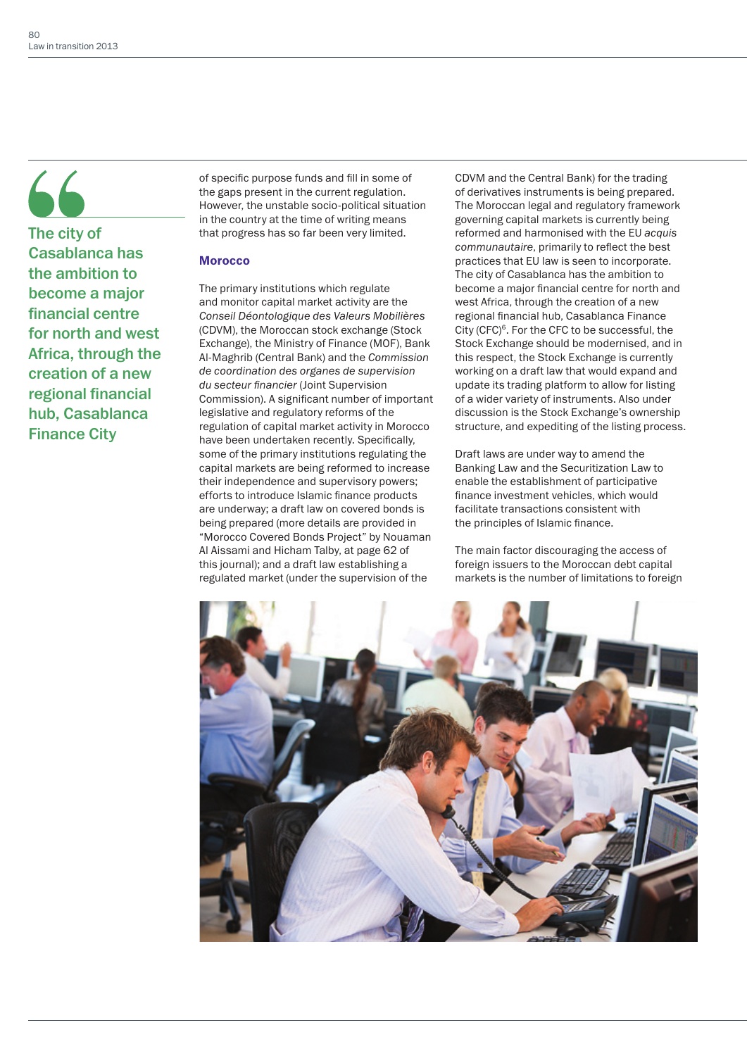> The city of Casablanca has the ambition to become a major financial centre for north and west Africa, through the creation of a new regional financial hub, Casablanca Finance City

of specific purpose funds and fill in some of the gaps present in the current regulation. However, the unstable socio-political situation in the country at the time of writing means that progress has so far been very limited.

## Morocco

The primary institutions which regulate and monitor capital market activity are the *Conseil Déontologique des Valeurs Mobilières* (CDVM), the Moroccan stock exchange (Stock Exchange), the Ministry of Finance (MOF), Bank Al-Maghrib (Central Bank) and the *Commission de coordination des organes de supervision du secteur financier* (Joint Supervision Commission). A significant number of important legislative and regulatory reforms of the regulation of capital market activity in Morocco have been undertaken recently. Specifically, some of the primary institutions regulating the capital markets are being reformed to increase their independence and supervisory powers; efforts to introduce Islamic finance products are underway; a draft law on covered bonds is being prepared (more details are provided in "Morocco Covered Bonds Project" by Nouaman Al Aissami and Hicham Talby, at page 62 of this journal); and a draft law establishing a regulated market (under the supervision of the CDVM and the Central Bank) for the trading of derivatives instruments is being prepared. The Moroccan legal and regulatory framework governing capital markets is currently being reformed and harmonised with the EU *acquis communautaire*, primarily to reflect the best practices that EU law is seen to incorporate. The city of Casablanca has the ambition to become a major financial centre for north and west Africa, through the creation of a new regional financial hub, Casablanca Finance City (CFC)[6]. For the CFC to be successful, the Stock Exchange should be modernised, and in this respect, the Stock Exchange is currently working on a draft law that would expand and update its trading platform to allow for listing of a wider variety of instruments. Also under discussion is the Stock Exchange's ownership structure, and expediting of the listing process.

Draft laws are under way to amend the Banking Law and the Securitization Law to enable the establishment of participative finance investment vehicles, which would facilitate transactions consistent with the principles of Islamic finance.

The main factor discouraging the access of foreign issuers to the Moroccan debt capital markets is the number of limitations to foreign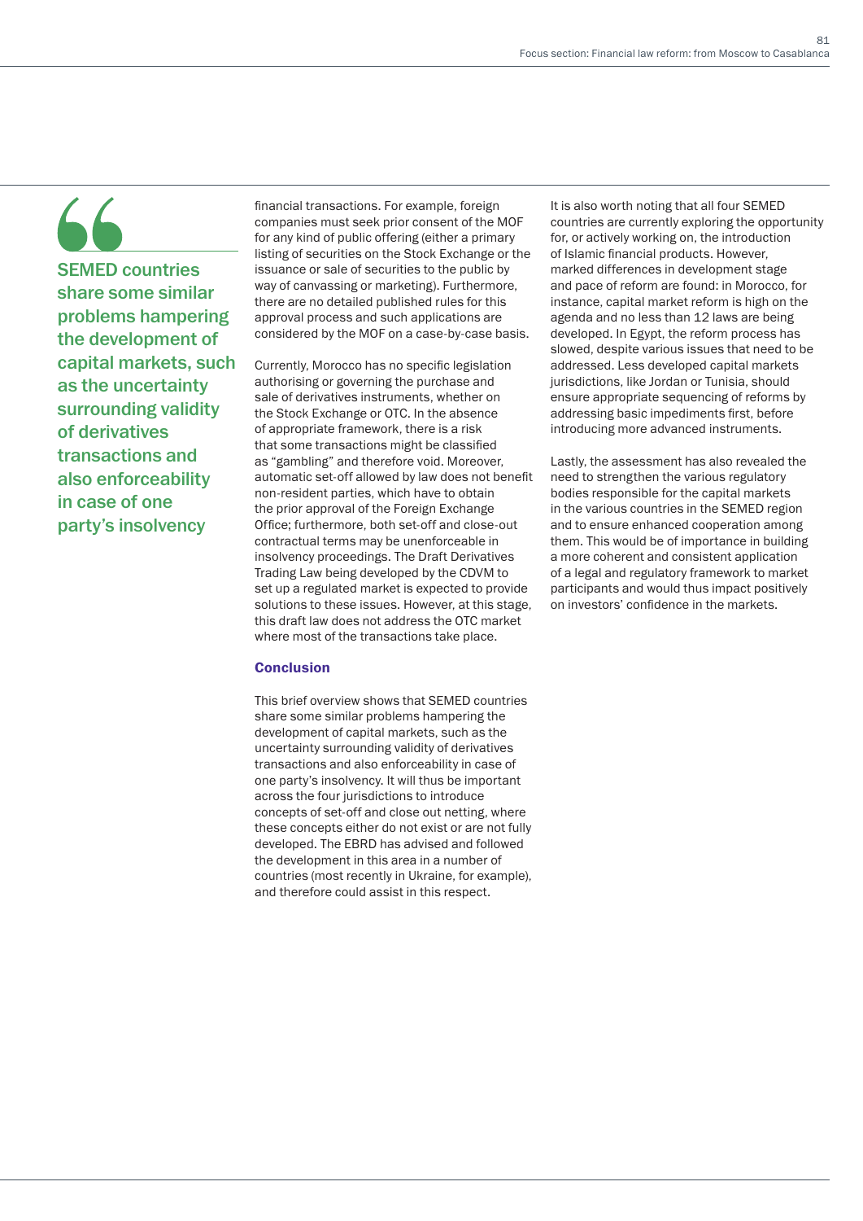> SEMED countries share some similar problems hampering the development of capital markets, such as the uncertainty surrounding validity of derivatives transactions and also enforceability in case of one party's insolvency

financial transactions. For example, foreign companies must seek prior consent of the MOF for any kind of public offering (either a primary listing of securities on the Stock Exchange or the issuance or sale of securities to the public by way of canvassing or marketing). Furthermore, there are no detailed published rules for this approval process and such applications are considered by the MOF on a case-by-case basis.

Currently, Morocco has no specific legislation authorising or governing the purchase and sale of derivatives instruments, whether on the Stock Exchange or OTC. In the absence of appropriate framework, there is a risk that some transactions might be classified as "gambling" and therefore void. Moreover, automatic set-off allowed by law does not benefit non-resident parties, which have to obtain the prior approval of the Foreign Exchange Office; furthermore, both set-off and close-out contractual terms may be unenforceable in insolvency proceedings. The Draft Derivatives Trading Law being developed by the CDVM to set up a regulated market is expected to provide solutions to these issues. However, at this stage, this draft law does not address the OTC market where most of the transactions take place.

### Conclusion

This brief overview shows that SEMED countries share some similar problems hampering the development of capital markets, such as the uncertainty surrounding validity of derivatives transactions and also enforceability in case of one party's insolvency. It will thus be important across the four jurisdictions to introduce concepts of set-off and close out netting, where these concepts either do not exist or are not fully developed. The EBRD has advised and followed the development in this area in a number of countries (most recently in Ukraine, for example), and therefore could assist in this respect.

It is also worth noting that all four SEMED countries are currently exploring the opportunity for, or actively working on, the introduction of Islamic financial products. However, marked differences in development stage and pace of reform are found: in Morocco, for instance, capital market reform is high on the agenda and no less than 12 laws are being developed. In Egypt, the reform process has slowed, despite various issues that need to be addressed. Less developed capital markets jurisdictions, like Jordan or Tunisia, should ensure appropriate sequencing of reforms by addressing basic impediments first, before introducing more advanced instruments.

Lastly, the assessment has also revealed the need to strengthen the various regulatory bodies responsible for the capital markets in the various countries in the SEMED region and to ensure enhanced cooperation among them. This would be of importance in building a more coherent and consistent application of a legal and regulatory framework to market participants and would thus impact positively on investors' confidence in the markets.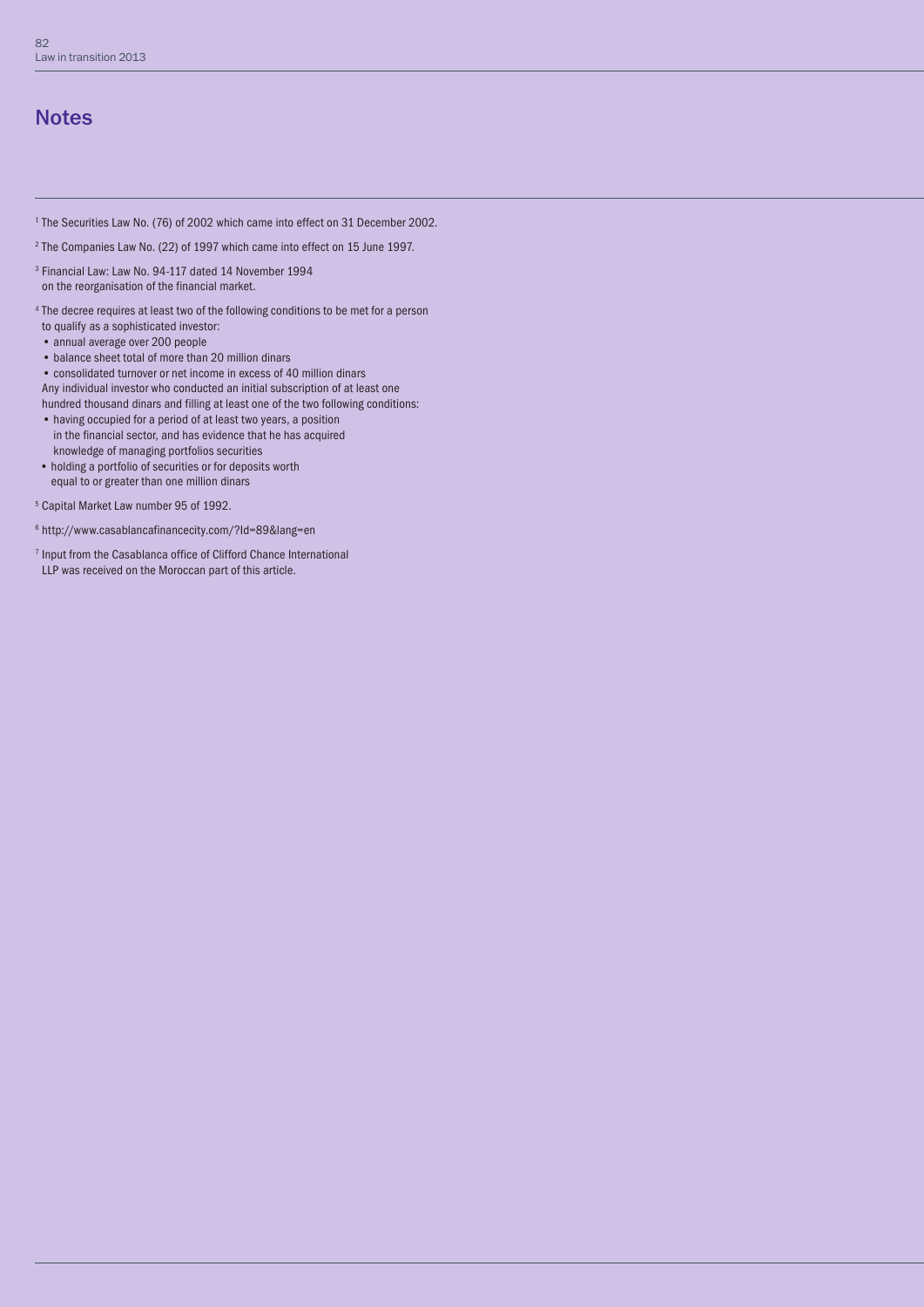## Notes

[1] The Securities Law No. (76) of 2002 which came into effect on 31 December 2002.

[2] The Companies Law No. (22) of 1997 which came into effect on 15 June 1997.

[3] Financial Law: Law No. 94-117 dated 14 November 1994 on the reorganisation of the financial market.

[4] The decree requires at least two of the following conditions to be met for a person to qualify as a sophisticated investor:

- annual average over 200 people
- balance sheet total of more than 20 million dinars
- consolidated turnover or net income in excess of 40 million dinars

Any individual investor who conducted an initial subscription of at least one hundred thousand dinars and filling at least one of the two following conditions:

- having occupied for a period of at least two years, a position in the financial sector, and has evidence that he has acquired knowledge of managing portfolios securities
- holding a portfolio of securities or for deposits worth equal to or greater than one million dinars

[5] Capital Market Law number 95 of 1992.

[6] http://www.casablancafinancecity.com/?Id=89&lang=en

[7] Input from the Casablanca office of Clifford Chance International LLP was received on the Moroccan part of this article.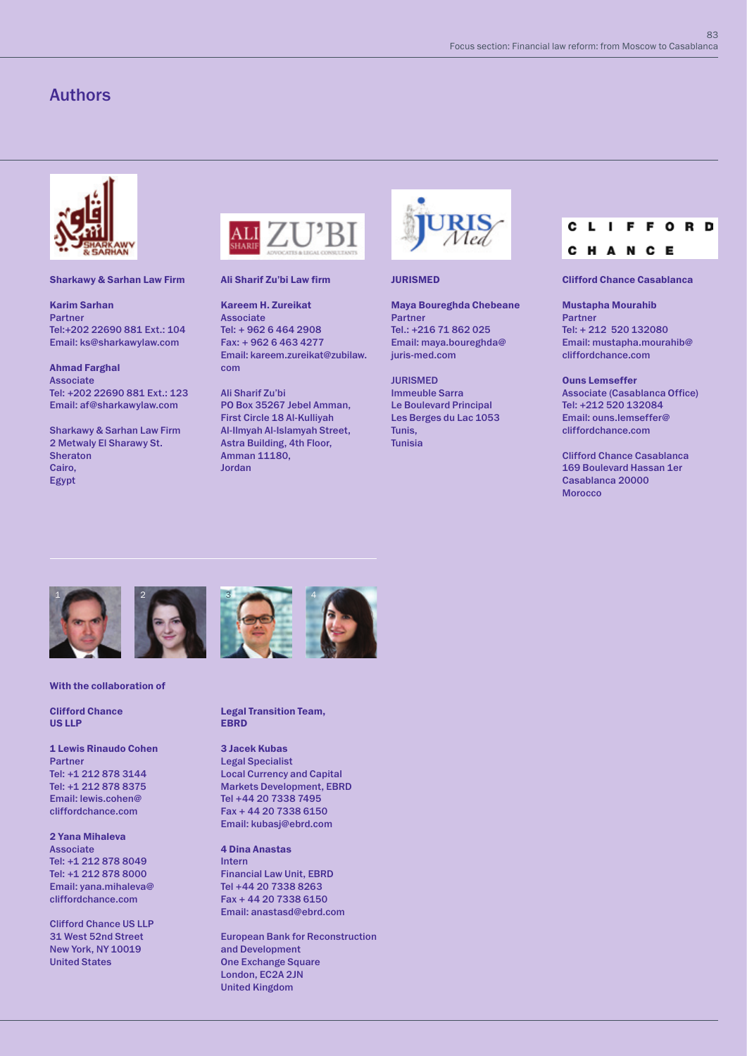# Authors

**Sharkawy & Sarhan Law Firm**

**Karim Sarhan**
Partner
Tel:+202 22690 881 Ext.: 104
Email: ks@sharkawylaw.com

**Ahmad Farghal**
Associate
Tel: +202 22690 881 Ext.: 123
Email: af@sharkawylaw.com

Sharkawy & Sarhan Law Firm
2 Metwaly El Sharawy St.
Sheraton
Cairo,
Egypt

**Ali Sharif Zu'bi Law firm**

**Kareem H. Zureikat**
Associate
Tel: + 962 6 464 2908
Fax: + 962 6 463 4277
Email: kareem.zureikat@zubilaw.com

Ali Sharif Zu'bi
PO Box 35267 Jebel Amman,
First Circle 18 Al-Kulliyah
Al-Ilmyah Al-Islamyah Street,
Astra Building, 4th Floor,
Amman 11180,
Jordan

**JURISMED**

**Maya Boureghda Chebeane**
Partner
Tel.: +216 71 862 025
Email: maya.boureghda@juris-med.com

JURISMED
Immeuble Sarra
Le Boulevard Principal
Les Berges du Lac 1053
Tunis,
Tunisia

**Clifford Chance Casablanca**

**Mustapha Mourahib**
Partner
Tel: + 212 520 132080
Email: mustapha.mourahib@cliffordchance.com

**Ouns Lemseffer**
Associate (Casablanca Office)
Tel: +212 520 132084
Email: ouns.lemseffer@cliffordchance.com

Clifford Chance Casablanca
169 Boulevard Hassan 1er
Casablanca 20000
Morocco

**With the collaboration of**

**Clifford Chance US LLP**

**1 Lewis Rinaudo Cohen**
Partner
Tel: +1 212 878 3144
Tel: +1 212 878 8375
Email: lewis.cohen@cliffordchance.com

**2 Yana Mihaleva**
Associate
Tel: +1 212 878 8049
Tel: +1 212 878 8000
Email: yana.mihaleva@cliffordchance.com

Clifford Chance US LLP
31 West 52nd Street
New York, NY 10019
United States

**Legal Transition Team, EBRD**

**3 Jacek Kubas**
Legal Specialist
Local Currency and Capital Markets Development, EBRD
Tel +44 20 7338 7495
Fax + 44 20 7338 6150
Email: kubasj@ebrd.com

**4 Dina Anastas**
Intern
Financial Law Unit, EBRD
Tel +44 20 7338 8263
Fax + 44 20 7338 6150
Email: anastasd@ebrd.com

European Bank for Reconstruction and Development
One Exchange Square
London, EC2A 2JN
United Kingdom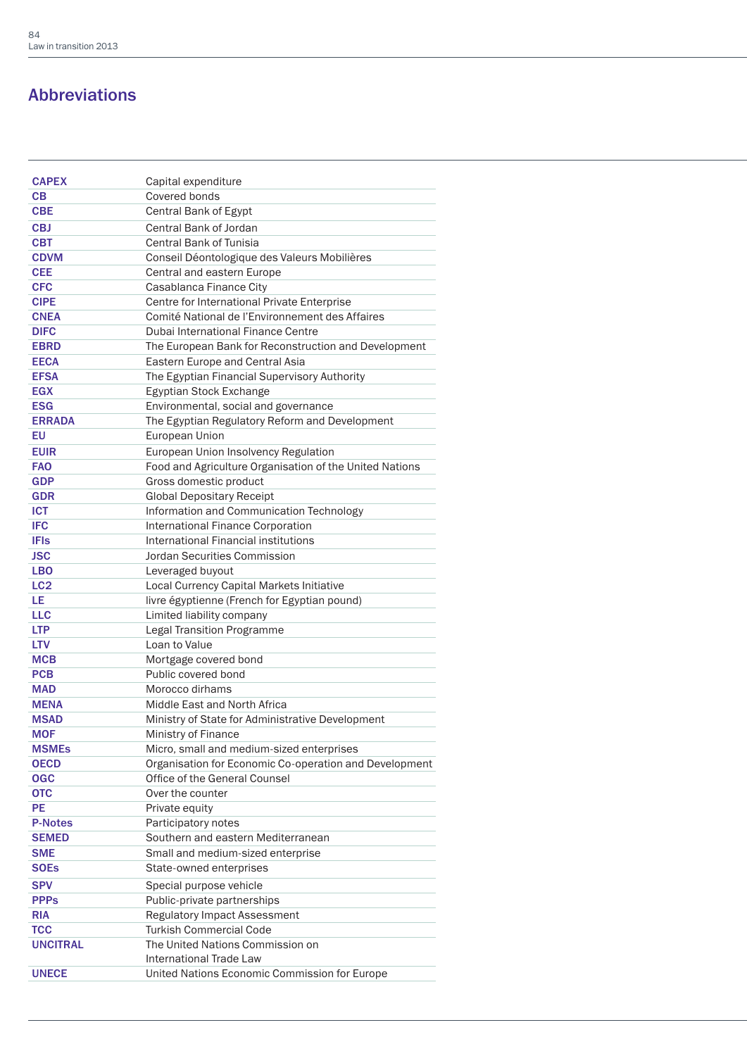# Abbreviations

| | |
|---|---|
| **CAPEX** | Capital expenditure |
| **CB** | Covered bonds |
| **CBE** | Central Bank of Egypt |
| **CBJ** | Central Bank of Jordan |
| **CBT** | Central Bank of Tunisia |
| **CDVM** | Conseil Déontologique des Valeurs Mobilières |
| **CEE** | Central and eastern Europe |
| **CFC** | Casablanca Finance City |
| **CIPE** | Centre for International Private Enterprise |
| **CNEA** | Comité National de l'Environnement des Affaires |
| **DIFC** | Dubai International Finance Centre |
| **EBRD** | The European Bank for Reconstruction and Development |
| **EECA** | Eastern Europe and Central Asia |
| **EFSA** | The Egyptian Financial Supervisory Authority |
| **EGX** | Egyptian Stock Exchange |
| **ESG** | Environmental, social and governance |
| **ERRADA** | The Egyptian Regulatory Reform and Development |
| **EU** | European Union |
| **EUIR** | European Union Insolvency Regulation |
| **FAO** | Food and Agriculture Organisation of the United Nations |
| **GDP** | Gross domestic product |
| **GDR** | Global Depositary Receipt |
| **ICT** | Information and Communication Technology |
| **IFC** | International Finance Corporation |
| **IFIs** | International Financial institutions |
| **JSC** | Jordan Securities Commission |
| **LBO** | Leveraged buyout |
| **LC2** | Local Currency Capital Markets Initiative |
| **LE** | livre égyptienne (French for Egyptian pound) |
| **LLC** | Limited liability company |
| **LTP** | Legal Transition Programme |
| **LTV** | Loan to Value |
| **MCB** | Mortgage covered bond |
| **PCB** | Public covered bond |
| **MAD** | Morocco dirhams |
| **MENA** | Middle East and North Africa |
| **MSAD** | Ministry of State for Administrative Development |
| **MOF** | Ministry of Finance |
| **MSMEs** | Micro, small and medium-sized enterprises |
| **OECD** | Organisation for Economic Co-operation and Development |
| **OGC** | Office of the General Counsel |
| **OTC** | Over the counter |
| **PE** | Private equity |
| **P-Notes** | Participatory notes |
| **SEMED** | Southern and eastern Mediterranean |
| **SME** | Small and medium-sized enterprise |
| **SOEs** | State-owned enterprises |
| **SPV** | Special purpose vehicle |
| **PPPs** | Public-private partnerships |
| **RIA** | Regulatory Impact Assessment |
| **TCC** | Turkish Commercial Code |
| **UNCITRAL** | The United Nations Commission on International Trade Law |
| **UNECE** | United Nations Economic Commission for Europe |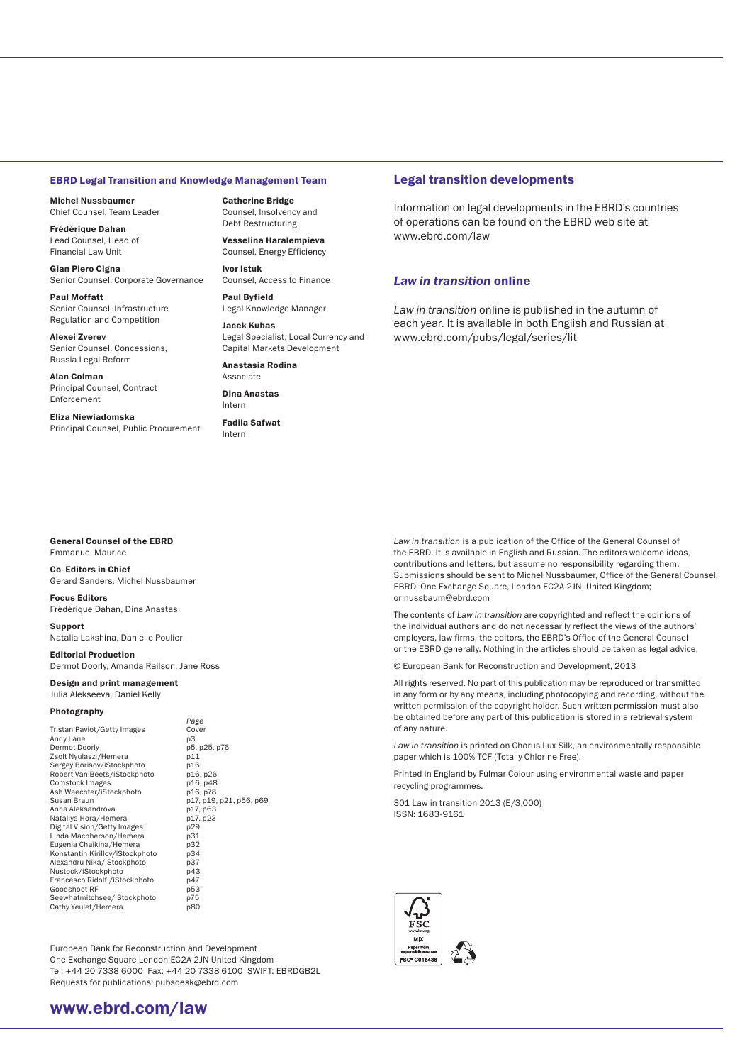### EBRD Legal Transition and Knowledge Management Team

**Michel Nussbaumer**
Chief Counsel, Team Leader

**Frédérique Dahan**
Lead Counsel, Head of Financial Law Unit

**Gian Piero Cigna**
Senior Counsel, Corporate Governance

**Paul Moffatt**
Senior Counsel, Infrastructure Regulation and Competition

**Alexei Zverev**
Senior Counsel, Concessions, Russia Legal Reform

**Alan Colman**
Principal Counsel, Contract Enforcement

**Eliza Niewiadomska**
Principal Counsel, Public Procurement

**Catherine Bridge**
Counsel, Insolvency and Debt Restructuring

**Vesselina Haralempieva**
Counsel, Energy Efficiency

**Ivor Istuk**
Counsel, Access to Finance

**Paul Byfield**
Legal Knowledge Manager

**Jacek Kubas**
Legal Specialist, Local Currency and Capital Markets Development

**Anastasia Rodina**
Associate

**Dina Anastas**
Intern

**Fadila Safwat**
Intern

## Legal transition developments

Information on legal developments in the EBRD's countries of operations can be found on the EBRD web site at www.ebrd.com/law

## *Law in transition* online

*Law in transition* online is published in the autumn of each year. It is available in both English and Russian at www.ebrd.com/pubs/legal/series/lit

**General Counsel of the EBRD**
Emmanuel Maurice

**Co-Editors in Chief**
Gerard Sanders, Michel Nussbaumer

**Focus Editors**
Frédérique Dahan, Dina Anastas

**Support**
Natalia Lakshina, Danielle Poulier

**Editorial Production**
Dermot Doorly, Amanda Railson, Jane Ross

**Design and print management**
Julia Alekseeva, Daniel Kelly

**Photography**

| | *Page* |
|---|---|
| Tristan Paviot/Getty Images | Cover |
| Andy Lane | p3 |
| Dermot Doorly | p5, p25, p76 |
| Zsolt Nyulaszi/Hemera | p11 |
| Sergey Borisov/iStockphoto | p16 |
| Robert Van Beets/iStockphoto | p16, p26 |
| Comstock Images | p16, p48 |
| Ash Waechter/iStockphoto | p16, p78 |
| Susan Braun | p17, p19, p21, p56, p69 |
| Anna Aleksandrova | p17, p63 |
| Nataliya Hora/Hemera | p17, p23 |
| Digital Vision/Getty Images | p29 |
| Linda Macpherson/Hemera | p31 |
| Eugenia Chaikina/Hemera | p32 |
| Konstantin Kirillov/iStockphoto | p34 |
| Alexandru Nika/iStockphoto | p37 |
| Nustock/iStockphoto | p43 |
| Francesco Ridolfi/iStockphoto | p47 |
| Goodshoot RF | p53 |
| Seewhatmitchsee/iStockphoto | p75 |
| Cathy Yeulet/Hemera | p80 |

*Law in transition* is a publication of the Office of the General Counsel of the EBRD. It is available in English and Russian. The editors welcome ideas, contributions and letters, but assume no responsibility regarding them. Submissions should be sent to Michel Nussbaumer, Office of the General Counsel, EBRD, One Exchange Square, London EC2A 2JN, United Kingdom; or nussbaum@ebrd.com

The contents of *Law in transition* are copyrighted and reflect the opinions of the individual authors and do not necessarily reflect the views of the authors' employers, law firms, the editors, the EBRD's Office of the General Counsel or the EBRD generally. Nothing in the articles should be taken as legal advice.

© European Bank for Reconstruction and Development, 2013

All rights reserved. No part of this publication may be reproduced or transmitted in any form or by any means, including photocopying and recording, without the written permission of the copyright holder. Such written permission must also be obtained before any part of this publication is stored in a retrieval system of any nature.

*Law in transition* is printed on Chorus Lux Silk, an environmentally responsible paper which is 100% TCF (Totally Chlorine Free).

Printed in England by Fulmar Colour using environmental waste and paper recycling programmes.

301 Law in transition 2013 (E/3,000)
ISSN: 1683-9161

FSC www.fsc.org MIX Paper from responsible sources FSC® C016486

European Bank for Reconstruction and Development
One Exchange Square London EC2A 2JN United Kingdom
Tel: +44 20 7338 6000 Fax: +44 20 7338 6100 SWIFT: EBRDGB2L
Requests for publications: pubsdesk@ebrd.com

## www.ebrd.com/law